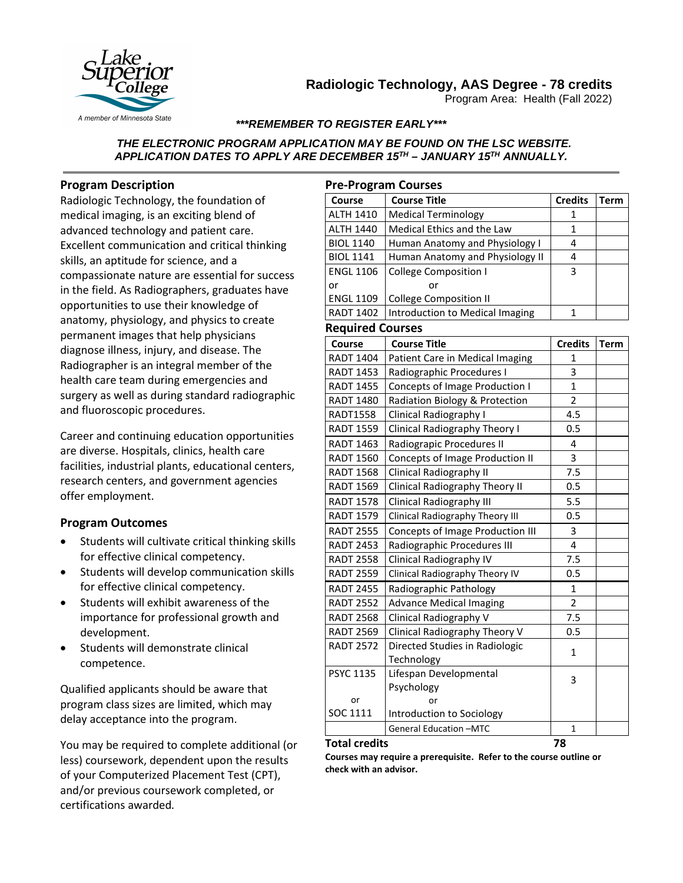# Radiologic Technology, AAS Degree - 78 credits

Program Area: Health (Fall 2022)

***REMEMBER TO REGISTER EARLY***

***THE ELECTRONIC PROGRAM APPLICATION MAY BE FOUND ON THE LSC WEBSITE. APPLICATION DATES TO APPLY ARE DECEMBER 15TH – JANUARY 15TH ANNUALLY.***

## Program Description

Radiologic Technology, the foundation of medical imaging, is an exciting blend of advanced technology and patient care. Excellent communication and critical thinking skills, an aptitude for science, and a compassionate nature are essential for success in the field. As Radiographers, graduates have opportunities to use their knowledge of anatomy, physiology, and physics to create permanent images that help physicians diagnose illness, injury, and disease. The Radiographer is an integral member of the health care team during emergencies and surgery as well as during standard radiographic and fluoroscopic procedures.

Career and continuing education opportunities are diverse. Hospitals, clinics, health care facilities, industrial plants, educational centers, research centers, and government agencies offer employment.

## Program Outcomes

- Students will cultivate critical thinking skills for effective clinical competency.
- Students will develop communication skills for effective clinical competency.
- Students will exhibit awareness of the importance for professional growth and development.
- Students will demonstrate clinical competence.

Qualified applicants should be aware that program class sizes are limited, which may delay acceptance into the program.

You may be required to complete additional (or less) coursework, dependent upon the results of your Computerized Placement Test (CPT), and/or previous coursework completed, or certifications awarded.

## Pre-Program Courses

| Course | Course Title | Credits | Term |
|---|---|---|---|
| ALTH 1410 | Medical Terminology | 1 | |
| ALTH 1440 | Medical Ethics and the Law | 1 | |
| BIOL 1140 | Human Anatomy and Physiology I | 4 | |
| BIOL 1141 | Human Anatomy and Physiology II | 4 | |
| ENGL 1106<br>or<br>ENGL 1109 | College Composition I<br>or<br>College Composition II | 3 | |
| RADT 1402 | Introduction to Medical Imaging | 1 | |

## Required Courses

| Course | Course Title | Credits | Term |
|---|---|---|---|
| RADT 1404 | Patient Care in Medical Imaging | 1 | |
| RADT 1453 | Radiographic Procedures I | 3 | |
| RADT 1455 | Concepts of Image Production I | 1 | |
| RADT 1480 | Radiation Biology & Protection | 2 | |
| RADT1558 | Clinical Radiography I | 4.5 | |
| RADT 1559 | Clinical Radiography Theory I | 0.5 | |
| RADT 1463 | Radiograpic Procedures II | 4 | |
| RADT 1560 | Concepts of Image Production II | 3 | |
| RADT 1568 | Clinical Radiography II | 7.5 | |
| RADT 1569 | Clinical Radiography Theory II | 0.5 | |
| RADT 1578 | Clinical Radiography III | 5.5 | |
| RADT 1579 | Clinical Radiography Theory III | 0.5 | |
| RADT 2555 | Concepts of Image Production III | 3 | |
| RADT 2453 | Radiographic Procedures III | 4 | |
| RADT 2558 | Clinical Radiography IV | 7.5 | |
| RADT 2559 | Clinical Radiography Theory IV | 0.5 | |
| RADT 2455 | Radiographic Pathology | 1 | |
| RADT 2552 | Advance Medical Imaging | 2 | |
| RADT 2568 | Clinical Radiography V | 7.5 | |
| RADT 2569 | Clinical Radiography Theory V | 0.5 | |
| RADT 2572 | Directed Studies in Radiologic Technology | 1 | |
| PSYC 1135<br>or<br>SOC 1111 | Lifespan Developmental Psychology<br>or<br>Introduction to Sociology | 3 | |
| | General Education –MTC | 1 | |
| **Total credits** | | **78** | |

**Courses may require a prerequisite. Refer to the course outline or check with an advisor.**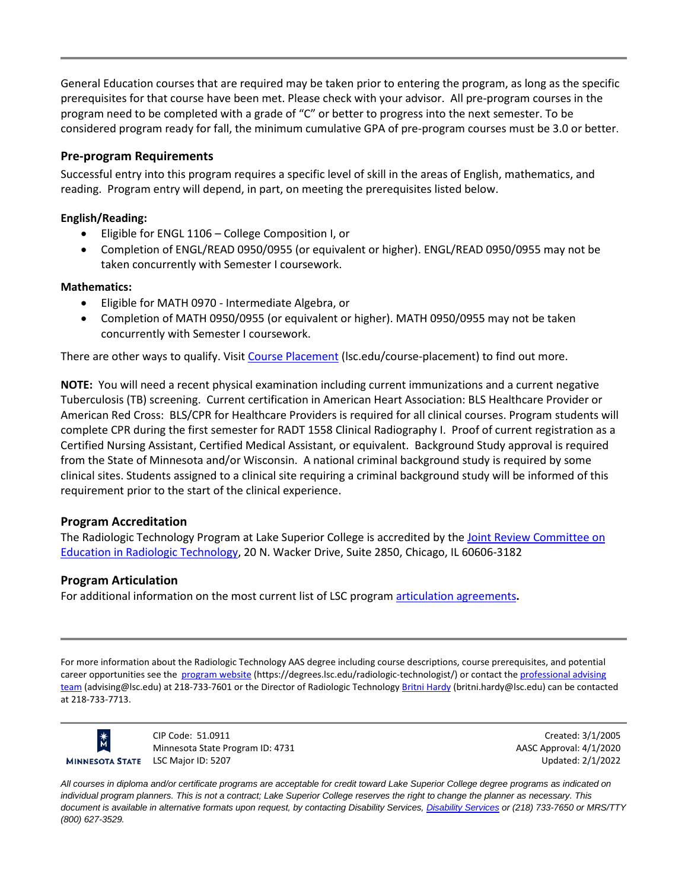General Education courses that are required may be taken prior to entering the program, as long as the specific prerequisites for that course have been met. Please check with your advisor. All pre-program courses in the program need to be completed with a grade of "C" or better to progress into the next semester. To be considered program ready for fall, the minimum cumulative GPA of pre-program courses must be 3.0 or better.

### Pre-program Requirements

Successful entry into this program requires a specific level of skill in the areas of English, mathematics, and reading. Program entry will depend, in part, on meeting the prerequisites listed below.

**English/Reading:**

- Eligible for ENGL 1106 – College Composition I, or
- Completion of ENGL/READ 0950/0955 (or equivalent or higher). ENGL/READ 0950/0955 may not be taken concurrently with Semester I coursework.

**Mathematics:**

- Eligible for MATH 0970 - Intermediate Algebra, or
- Completion of MATH 0950/0955 (or equivalent or higher). MATH 0950/0955 may not be taken concurrently with Semester I coursework.

There are other ways to qualify. Visit Course Placement (lsc.edu/course-placement) to find out more.

**NOTE:** You will need a recent physical examination including current immunizations and a current negative Tuberculosis (TB) screening. Current certification in American Heart Association: BLS Healthcare Provider or American Red Cross: BLS/CPR for Healthcare Providers is required for all clinical courses. Program students will complete CPR during the first semester for RADT 1558 Clinical Radiography I. Proof of current registration as a Certified Nursing Assistant, Certified Medical Assistant, or equivalent. Background Study approval is required from the State of Minnesota and/or Wisconsin. A national criminal background study is required by some clinical sites. Students assigned to a clinical site requiring a criminal background study will be informed of this requirement prior to the start of the clinical experience.

### Program Accreditation

The Radiologic Technology Program at Lake Superior College is accredited by the Joint Review Committee on Education in Radiologic Technology, 20 N. Wacker Drive, Suite 2850, Chicago, IL 60606-3182

### Program Articulation

For additional information on the most current list of LSC program articulation agreements**.**

For more information about the Radiologic Technology AAS degree including course descriptions, course prerequisites, and potential career opportunities see the program website (https://degrees.lsc.edu/radiologic-technologist/) or contact the professional advising team (advising@lsc.edu) at 218-733-7601 or the Director of Radiologic Technology Britni Hardy (britni.hardy@lsc.edu) can be contacted at 218-733-7713.

MINNESOTA STATE

CIP Code: 51.0911
Minnesota State Program ID: 4731
LSC Major ID: 5207

Created: 3/1/2005
AASC Approval: 4/1/2020
Updated: 2/1/2022

*All courses in diploma and/or certificate programs are acceptable for credit toward Lake Superior College degree programs as indicated on individual program planners. This is not a contract; Lake Superior College reserves the right to change the planner as necessary. This document is available in alternative formats upon request, by contacting Disability Services, Disability Services or (218) 733-7650 or MRS/TTY (800) 627-3529.*